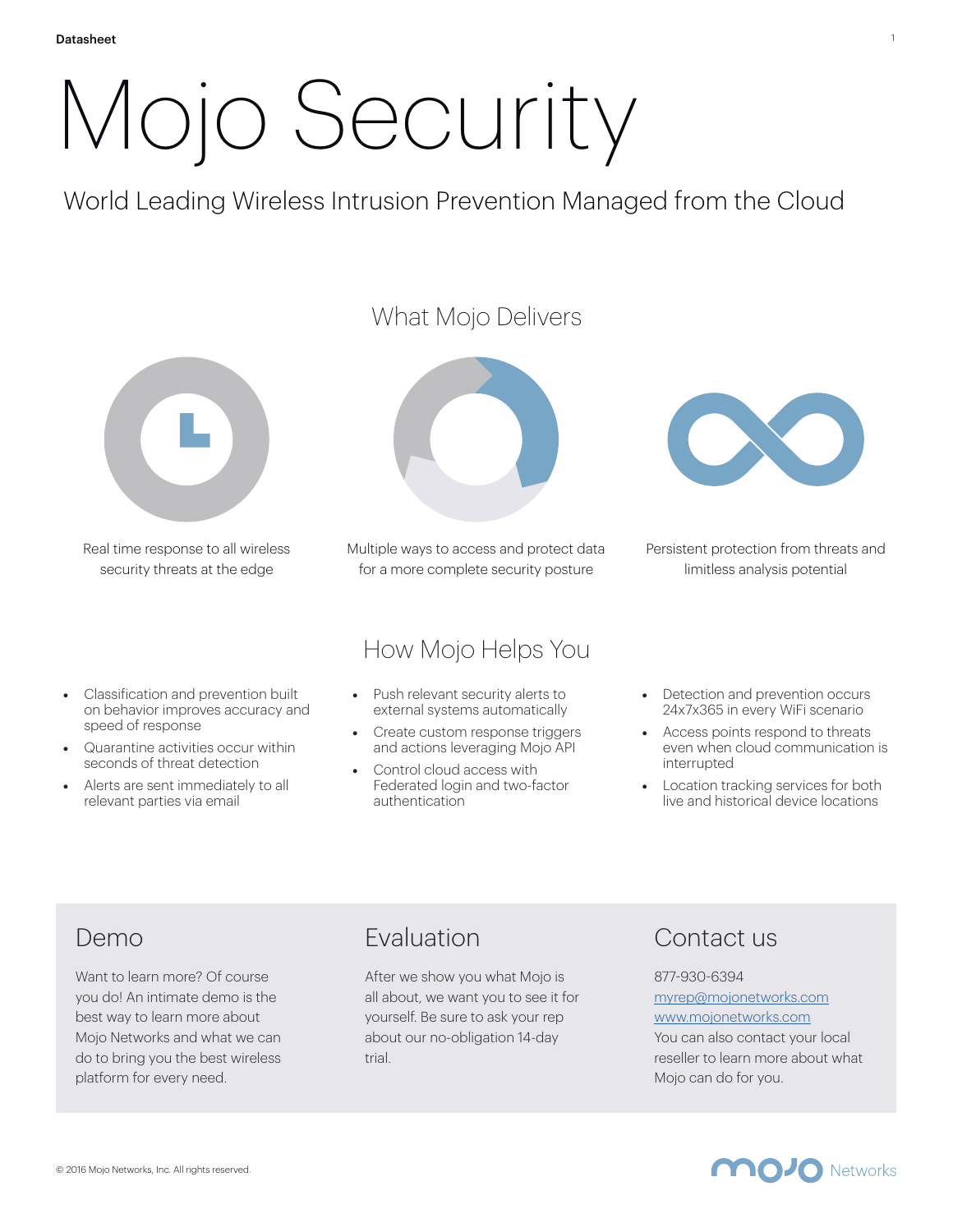Datasheet

# Mojo Security

World Leading Wireless Intrusion Prevention Managed from the Cloud

## What Mojo Delivers

Real time response to all wireless security threats at the edge

Multiple ways to access and protect data for a more complete security posture

Persistent protection from threats and limitless analysis potential

## How Mojo Helps You

- Classification and prevention built on behavior improves accuracy and speed of response
- Quarantine activities occur within seconds of threat detection
- Alerts are sent immediately to all relevant parties via email

- Push relevant security alerts to external systems automatically
- Create custom response triggers and actions leveraging Mojo API
- Control cloud access with Federated login and two-factor authentication

- Detection and prevention occurs 24x7x365 in every WiFi scenario
- Access points respond to threats even when cloud communication is interrupted
- Location tracking services for both live and historical device locations

## Demo

Want to learn more? Of course you do! An intimate demo is the best way to learn more about Mojo Networks and what we can do to bring you the best wireless platform for every need.

## Evaluation

After we show you what Mojo is all about, we want you to see it for yourself. Be sure to ask your rep about our no-obligation 14-day trial.

## Contact us

877-930-6394
myrep@mojonetworks.com
www.mojonetworks.com
You can also contact your local reseller to learn more about what Mojo can do for you.

© 2016 Mojo Networks, Inc. All rights reserved.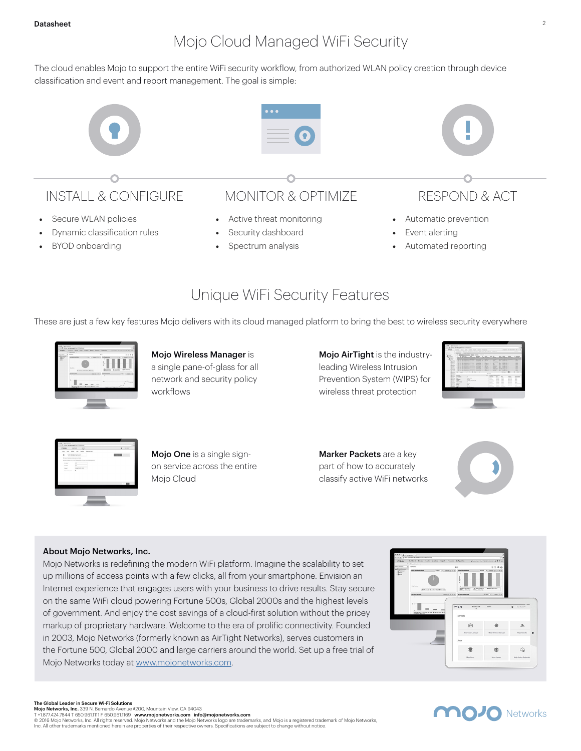# Mojo Cloud Managed WiFi Security

The cloud enables Mojo to support the entire WiFi security workflow, from authorized WLAN policy creation through device classification and event and report management. The goal is simple:

## INSTALL & CONFIGURE

- Secure WLAN policies
- Dynamic classification rules
- BYOD onboarding

## MONITOR & OPTIMIZE

- Active threat monitoring
- Security dashboard
- Spectrum analysis

## RESPOND & ACT

- Automatic prevention
- Event alerting
- Automated reporting

# Unique WiFi Security Features

These are just a few key features Mojo delivers with its cloud managed platform to bring the best to wireless security everywhere

**Mojo Wireless Manager** is a single pane-of-glass for all network and security policy workflows

**Mojo AirTight** is the industry-leading Wireless Intrusion Prevention System (WIPS) for wireless threat protection

**Mojo One** is a single sign-on service across the entire Mojo Cloud

**Marker Packets** are a key part of how to accurately classify active WiFi networks

### About Mojo Networks, Inc.

Mojo Networks is redefining the modern WiFi platform. Imagine the scalability to set up millions of access points with a few clicks, all from your smartphone. Envision an Internet experience that engages users with your business to drive results. Stay secure on the same WiFi cloud powering Fortune 500s, Global 2000s and the highest levels of government. And enjoy the cost savings of a cloud-first solution without the pricey markup of proprietary hardware. Welcome to the era of prolific connectivity. Founded in 2003, Mojo Networks (formerly known as AirTight Networks), serves customers in the Fortune 500, Global 2000 and large carriers around the world. Set up a free trial of Mojo Networks today at www.mojonetworks.com.

**The Global Leader in Secure Wi-Fi Solutions**
**Mojo Networks, Inc.** 339 N. Bernardo Avenue #200, Mountain View, CA 94043
T +1.877.424.7844 T 650.961.1111 F 650.961.1169 **www.mojonetworks.com info@mojonetworks.com**
© 2016 Mojo Networks, Inc. All rights reserved. Mojo Networks and the Mojo Networks logo are trademarks, and Mojo is a registered trademark of Mojo Networks, Inc. All other trademarks mentioned herein are properties of their respective owners. Specifications are subject to change without notice.

Mojo Networks